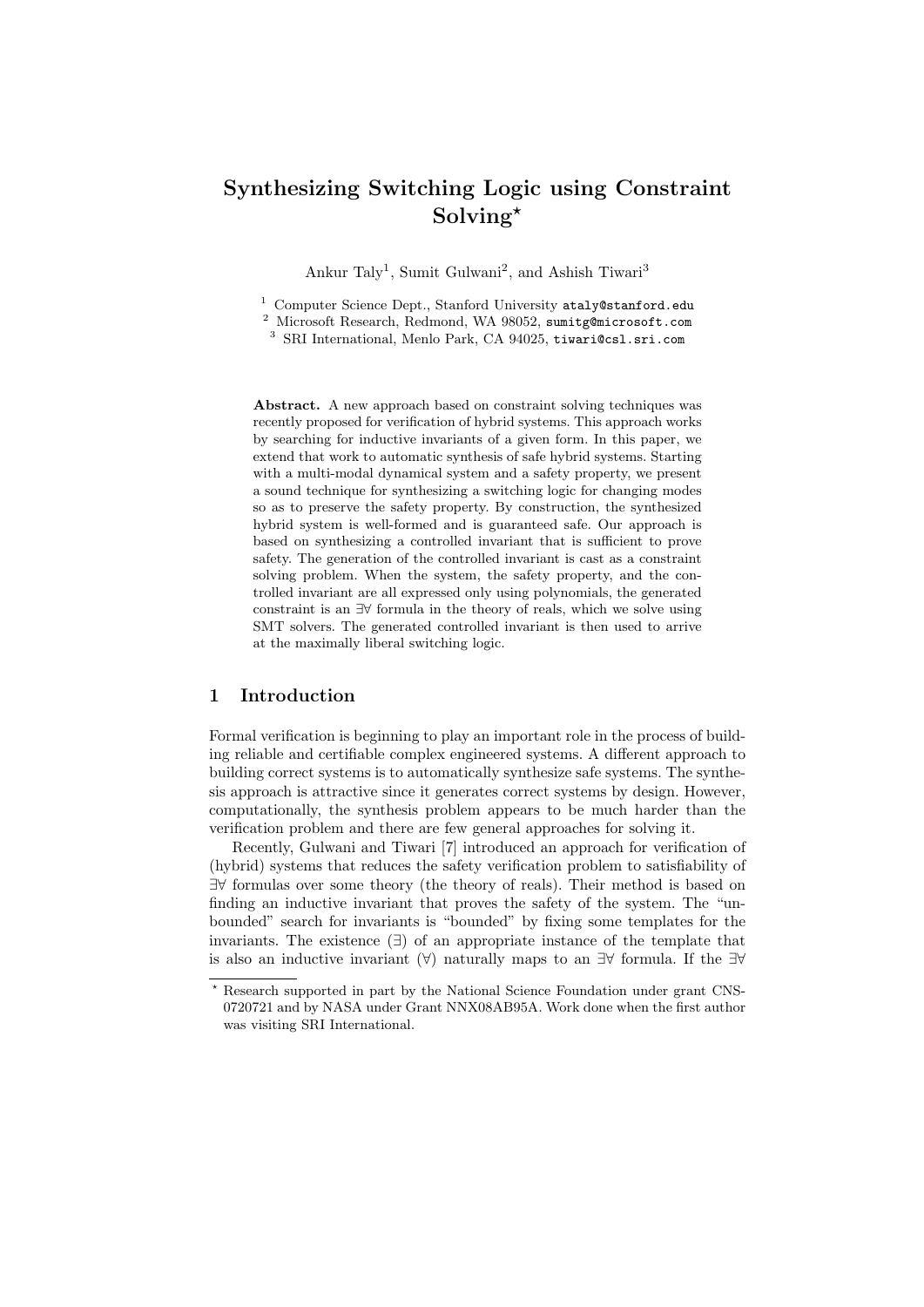# Synthesizing Switching Logic using Constraint Solving*

Ankur Taly[1], Sumit Gulwani[2], and Ashish Tiwari[3]

[1] Computer Science Dept., Stanford University ataly@stanford.edu
[2] Microsoft Research, Redmond, WA 98052, sumitg@microsoft.com
[3] SRI International, Menlo Park, CA 94025, tiwari@csl.sri.com

**Abstract.** A new approach based on constraint solving techniques was recently proposed for verification of hybrid systems. This approach works by searching for inductive invariants of a given form. In this paper, we extend that work to automatic synthesis of safe hybrid systems. Starting with a multi-modal dynamical system and a safety property, we present a sound technique for synthesizing a switching logic for changing modes so as to preserve the safety property. By construction, the synthesized hybrid system is well-formed and is guaranteed safe. Our approach is based on synthesizing a controlled invariant that is sufficient to prove safety. The generation of the controlled invariant is cast as a constraint solving problem. When the system, the safety property, and the controlled invariant are all expressed only using polynomials, the generated constraint is an $\exists\forall$ formula in the theory of reals, which we solve using SMT solvers. The generated controlled invariant is then used to arrive at the maximally liberal switching logic.

## 1 Introduction

Formal verification is beginning to play an important role in the process of building reliable and certifiable complex engineered systems. A different approach to building correct systems is to automatically synthesize safe systems. The synthesis approach is attractive since it generates correct systems by design. However, computationally, the synthesis problem appears to be much harder than the verification problem and there are few general approaches for solving it.

Recently, Gulwani and Tiwari [7] introduced an approach for verification of (hybrid) systems that reduces the safety verification problem to satisfiability of $\exists\forall$ formulas over some theory (the theory of reals). Their method is based on finding an inductive invariant that proves the safety of the system. The "unbounded" search for invariants is "bounded" by fixing some templates for the invariants. The existence ($\exists$) of an appropriate instance of the template that is also an inductive invariant ($\forall$) naturally maps to an $\exists\forall$ formula. If the $\exists\forall$

* Research supported in part by the National Science Foundation under grant CNS-0720721 and by NASA under Grant NNX08AB95A. Work done when the first author was visiting SRI International.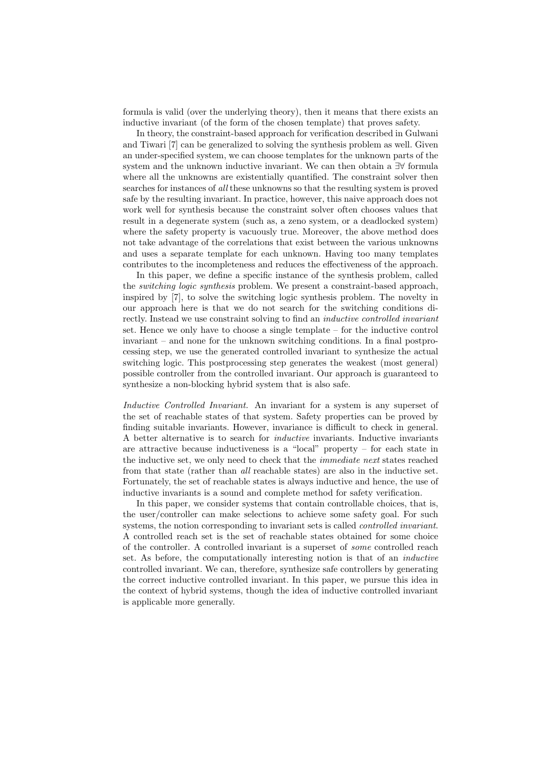formula is valid (over the underlying theory), then it means that there exists an inductive invariant (of the form of the chosen template) that proves safety.

In theory, the constraint-based approach for verification described in Gulwani and Tiwari [7] can be generalized to solving the synthesis problem as well. Given an under-specified system, we can choose templates for the unknown parts of the system and the unknown inductive invariant. We can then obtain a $\exists\forall$ formula where all the unknowns are existentially quantified. The constraint solver then searches for instances of *all* these unknowns so that the resulting system is proved safe by the resulting invariant. In practice, however, this naive approach does not work well for synthesis because the constraint solver often chooses values that result in a degenerate system (such as, a zeno system, or a deadlocked system) where the safety property is vacuously true. Moreover, the above method does not take advantage of the correlations that exist between the various unknowns and uses a separate template for each unknown. Having too many templates contributes to the incompleteness and reduces the effectiveness of the approach.

In this paper, we define a specific instance of the synthesis problem, called the *switching logic synthesis* problem. We present a constraint-based approach, inspired by [7], to solve the switching logic synthesis problem. The novelty in our approach here is that we do not search for the switching conditions directly. Instead we use constraint solving to find an *inductive controlled invariant* set. Hence we only have to choose a single template – for the inductive control invariant – and none for the unknown switching conditions. In a final postprocessing step, we use the generated controlled invariant to synthesize the actual switching logic. This postprocessing step generates the weakest (most general) possible controller from the controlled invariant. Our approach is guaranteed to synthesize a non-blocking hybrid system that is also safe.

*Inductive Controlled Invariant.* An invariant for a system is any superset of the set of reachable states of that system. Safety properties can be proved by finding suitable invariants. However, invariance is difficult to check in general. A better alternative is to search for *inductive* invariants. Inductive invariants are attractive because inductiveness is a "local" property – for each state in the inductive set, we only need to check that the *immediate next* states reached from that state (rather than *all* reachable states) are also in the inductive set. Fortunately, the set of reachable states is always inductive and hence, the use of inductive invariants is a sound and complete method for safety verification.

In this paper, we consider systems that contain controllable choices, that is, the user/controller can make selections to achieve some safety goal. For such systems, the notion corresponding to invariant sets is called *controlled invariant*. A controlled reach set is the set of reachable states obtained for some choice of the controller. A controlled invariant is a superset of *some* controlled reach set. As before, the computationally interesting notion is that of an *inductive* controlled invariant. We can, therefore, synthesize safe controllers by generating the correct inductive controlled invariant. In this paper, we pursue this idea in the context of hybrid systems, though the idea of inductive controlled invariant is applicable more generally.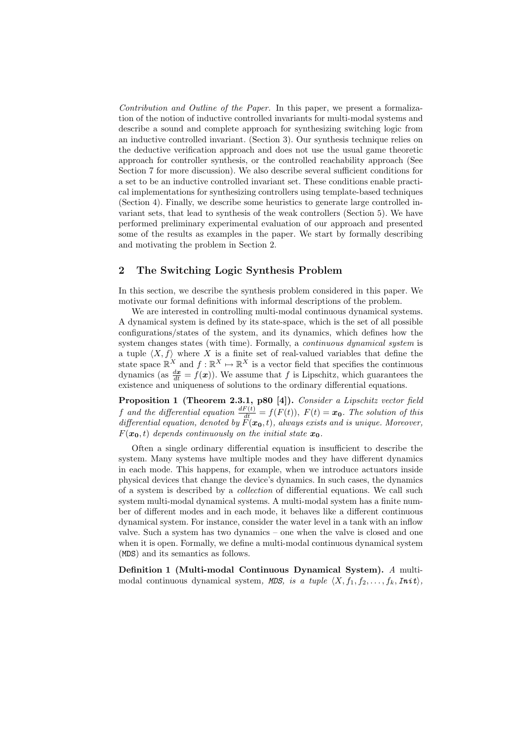*Contribution and Outline of the Paper.* In this paper, we present a formalization of the notion of inductive controlled invariants for multi-modal systems and describe a sound and complete approach for synthesizing switching logic from an inductive controlled invariant. (Section 3). Our synthesis technique relies on the deductive verification approach and does not use the usual game theoretic approach for controller synthesis, or the controlled reachability approach (See Section 7 for more discussion). We also describe several sufficient conditions for a set to be an inductive controlled invariant set. These conditions enable practical implementations for synthesizing controllers using template-based techniques (Section 4). Finally, we describe some heuristics to generate large controlled invariant sets, that lead to synthesis of the weak controllers (Section 5). We have performed preliminary experimental evaluation of our approach and presented some of the results as examples in the paper. We start by formally describing and motivating the problem in Section 2.

## 2 The Switching Logic Synthesis Problem

In this section, we describe the synthesis problem considered in this paper. We motivate our formal definitions with informal descriptions of the problem.

We are interested in controlling multi-modal continuous dynamical systems. A dynamical system is defined by its state-space, which is the set of all possible configurations/states of the system, and its dynamics, which defines how the system changes states (with time). Formally, a *continuous dynamical system* is a tuple $\langle X, f \rangle$ where $X$ is a finite set of real-valued variables that define the state space $\mathbb{R}^X$ and $f : \mathbb{R}^X \mapsto \mathbb{R}^X$ is a vector field that specifies the continuous dynamics (as $\frac{d\boldsymbol{x}}{dt} = f(\boldsymbol{x})$). We assume that $f$ is Lipschitz, which guarantees the existence and uniqueness of solutions to the ordinary differential equations.

**Proposition 1 (Theorem 2.3.1, p80 [4]).** *Consider a Lipschitz vector field $f$ and the differential equation $\frac{dF(t)}{dt} = f(F(t))$, $F(t) = \boldsymbol{x_0}$. The solution of this differential equation, denoted by $F(\boldsymbol{x_0}, t)$, always exists and is unique. Moreover, $F(\boldsymbol{x_0}, t)$ depends continuously on the initial state $\boldsymbol{x_0}$.*

Often a single ordinary differential equation is insufficient to describe the system. Many systems have multiple modes and they have different dynamics in each mode. This happens, for example, when we introduce actuators inside physical devices that change the device's dynamics. In such cases, the dynamics of a system is described by a *collection* of differential equations. We call such system multi-modal dynamical systems. A multi-modal system has a finite number of different modes and in each mode, it behaves like a different continuous dynamical system. For instance, consider the water level in a tank with an inflow valve. Such a system has two dynamics – one when the valve is closed and one when it is open. Formally, we define a multi-modal continuous dynamical system (MDS) and its semantics as follows.

**Definition 1 (Multi-modal Continuous Dynamical System).** *A* multi-modal continuous dynamical system*, MDS, is a tuple $\langle X, f_1, f_2, \ldots, f_k, \mathit{Init} \rangle$,*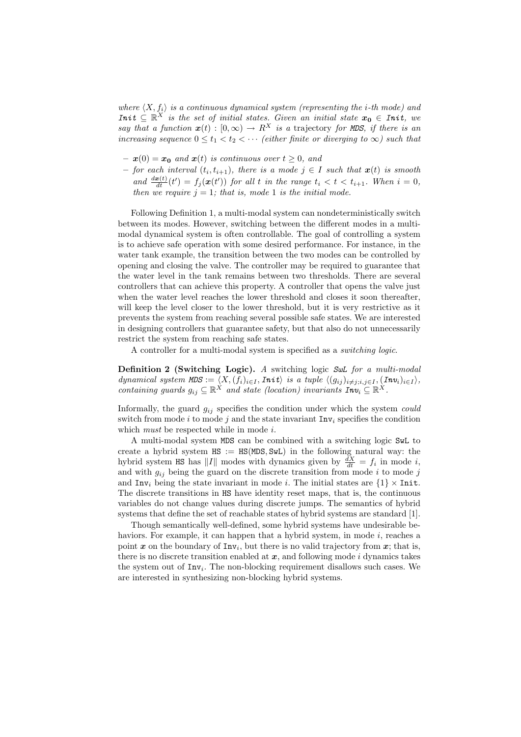*where $\langle X, f_i \rangle$ is a continuous dynamical system (representing the $i$-th mode) and $\textbf{\textit{Init}} \subseteq \mathbb{R}^X$ is the set of initial states. Given an initial state $\boldsymbol{x_0} \in \textbf{\textit{Init}}$, we say that a function $\boldsymbol{x}(t) : [0, \infty) \rightarrow R^X$ is a* trajectory *for* ***MDS****, if there is an increasing sequence $0 \leq t_1 < t_2 < \cdots$ (either finite or diverging to $\infty$) such that*

- *$\boldsymbol{x}(0) = \boldsymbol{x_0}$ and $\boldsymbol{x}(t)$ is continuous over $t \geq 0$, and*
- *for each interval $(t_i, t_{i+1})$, there is a mode $j \in I$ such that $\boldsymbol{x}(t)$ is smooth and $\frac{d\boldsymbol{x}(t)}{dt}(t') = f_j(\boldsymbol{x}(t'))$ for all $t$ in the range $t_i < t < t_{i+1}$. When $i = 0$, then we require $j = 1$; that is, mode 1 is the initial mode.*

Following Definition 1, a multi-modal system can nondeterministically switch between its modes. However, switching between the different modes in a multi-modal dynamical system is often controllable. The goal of controlling a system is to achieve safe operation with some desired performance. For instance, in the water tank example, the transition between the two modes can be controlled by opening and closing the valve. The controller may be required to guarantee that the water level in the tank remains between two thresholds. There are several controllers that can achieve this property. A controller that opens the valve just when the water level reaches the lower threshold and closes it soon thereafter, will keep the level closer to the lower threshold, but it is very restrictive as it prevents the system from reaching several possible safe states. We are interested in designing controllers that guarantee safety, but that also do not unnecessarily restrict the system from reaching safe states.

A controller for a multi-modal system is specified as a *switching logic*.

**Definition 2 (Switching Logic).** *A* switching logic ***SwL*** *for a multi-modal dynamical system* ***MDS*** *$:= \langle X, (f_i)_{i \in I}, \textbf{\textit{Init}} \rangle$ is a tuple $\langle (g_{ij})_{i \neq j; i,j \in I}, (\textbf{\textit{Inv}}_i)_{i \in I} \rangle$, containing guards $g_{ij} \subseteq \mathbb{R}^X$ and state (location) invariants $\textbf{\textit{Inv}}_i \subseteq \mathbb{R}^X$.*

Informally, the guard $g_{ij}$ specifies the condition under which the system *could* switch from mode $i$ to mode $j$ and the state invariant $\texttt{Inv}_i$ specifies the condition which *must* be respected while in mode $i$.

A multi-modal system MDS can be combined with a switching logic SwL to create a hybrid system HS $:=$ HS(MDS, SwL) in the following natural way: the hybrid system HS has $\|I\|$ modes with dynamics given by $\frac{dX}{dt} = f_i$ in mode $i$, and with $g_{ij}$ being the guard on the discrete transition from mode $i$ to mode $j$ and $\texttt{Inv}_i$ being the state invariant in mode $i$. The initial states are $\{1\} \times \texttt{Init}$. The discrete transitions in HS have identity reset maps, that is, the continuous variables do not change values during discrete jumps. The semantics of hybrid systems that define the set of reachable states of hybrid systems are standard [1].

Though semantically well-defined, some hybrid systems have undesirable behaviors. For example, it can happen that a hybrid system, in mode $i$, reaches a point $\boldsymbol{x}$ on the boundary of $\texttt{Inv}_i$, but there is no valid trajectory from $\boldsymbol{x}$; that is, there is no discrete transition enabled at $\boldsymbol{x}$, and following mode $i$ dynamics takes the system out of $\texttt{Inv}_i$. The non-blocking requirement disallows such cases. We are interested in synthesizing non-blocking hybrid systems.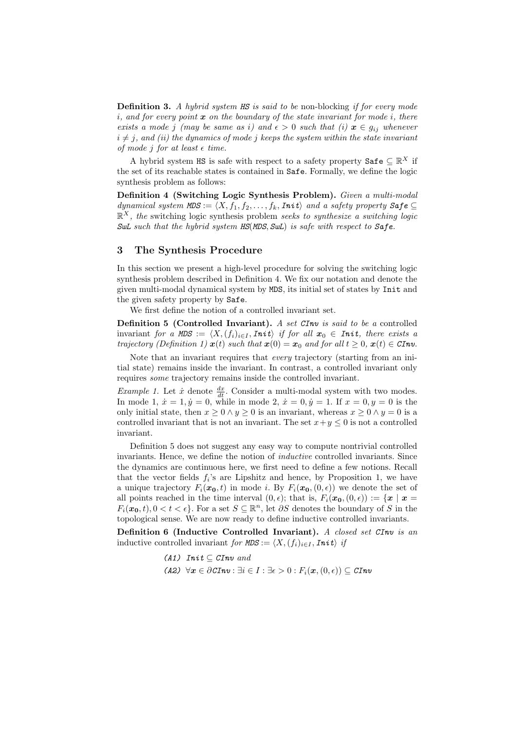**Definition 3.** *A hybrid system* HS *is said to be* non-blocking *if for every mode $i$, and for every point $\boldsymbol{x}$ on the boundary of the state invariant for mode $i$, there exists a mode $j$ (may be same as $i$) and $\epsilon > 0$ such that (i) $\boldsymbol{x} \in g_{ij}$ whenever $i \neq j$, and (ii) the dynamics of mode $j$ keeps the system within the state invariant of mode $j$ for at least $\epsilon$ time.*

A hybrid system HS is safe with respect to a safety property $\texttt{Safe} \subseteq \mathbb{R}^X$ if the set of its reachable states is contained in Safe. Formally, we define the logic synthesis problem as follows:

**Definition 4 (Switching Logic Synthesis Problem).** *Given a multi-modal dynamical system $\texttt{MDS} := \langle X, f_1, f_2, \ldots, f_k, \texttt{Init}\rangle$ and a safety property $\texttt{Safe} \subseteq \mathbb{R}^X$, the* switching logic synthesis problem *seeks to synthesize a switching logic* SwL *such that the hybrid system* HS(MDS, SwL) *is safe with respect to* Safe.

## 3 The Synthesis Procedure

In this section we present a high-level procedure for solving the switching logic synthesis problem described in Definition 4. We fix our notation and denote the given multi-modal dynamical system by MDS, its initial set of states by Init and the given safety property by Safe.

We first define the notion of a controlled invariant set.

**Definition 5 (Controlled Invariant).** *A set* CInv *is said to be a* controlled invariant *for a $\texttt{MDS} := \langle X, (f_i)_{i\in I}, \texttt{Init}\rangle$ if for all $\boldsymbol{x}_0 \in \texttt{Init}$, there exists a trajectory (Definition 1) $\boldsymbol{x}(t)$ such that $\boldsymbol{x}(0) = \boldsymbol{x}_0$ and for all $t \geq 0$, $\boldsymbol{x}(t) \in \texttt{CInv}$.*

Note that an invariant requires that *every* trajectory (starting from an initial state) remains inside the invariant. In contrast, a controlled invariant only requires *some* trajectory remains inside the controlled invariant.

*Example 1.* Let $\dot{x}$ denote $\frac{dx}{dt}$. Consider a multi-modal system with two modes. In mode 1, $\dot{x} = 1, \dot{y} = 0$, while in mode 2, $\dot{x} = 0, \dot{y} = 1$. If $x = 0, y = 0$ is the only initial state, then $x \geq 0 \wedge y \geq 0$ is an invariant, whereas $x \geq 0 \wedge y = 0$ is a controlled invariant that is not an invariant. The set $x + y \leq 0$ is not a controlled invariant.

Definition 5 does not suggest any easy way to compute nontrivial controlled invariants. Hence, we define the notion of *inductive* controlled invariants. Since the dynamics are continuous here, we first need to define a few notions. Recall that the vector fields $f_i$'s are Lipshitz and hence, by Proposition 1, we have a unique trajectory $F_i(\boldsymbol{x_0}, t)$ in mode $i$. By $F_i(\boldsymbol{x_0}, (0, \epsilon))$ we denote the set of all points reached in the time interval $(0, \epsilon)$; that is, $F_i(\boldsymbol{x_0}, (0, \epsilon)) := \{\boldsymbol{x} \mid \boldsymbol{x} = F_i(\boldsymbol{x_0}, t), 0 < t < \epsilon\}$. For a set $S \subseteq \mathbb{R}^n$, let $\partial S$ denotes the boundary of $S$ in the topological sense. We are now ready to define inductive controlled invariants.

**Definition 6 (Inductive Controlled Invariant).** *A closed set* CInv *is an* inductive controlled invariant *for $\texttt{MDS} := \langle X, (f_i)_{i\in I}, \texttt{Init}\rangle$ if*

*(A1)* $\texttt{Init} \subseteq \texttt{CInv}$ *and*

*(A2)* $\forall \boldsymbol{x} \in \partial\texttt{CInv} : \exists i \in I : \exists \epsilon > 0 : F_i(\boldsymbol{x}, (0, \epsilon)) \subseteq \texttt{CInv}$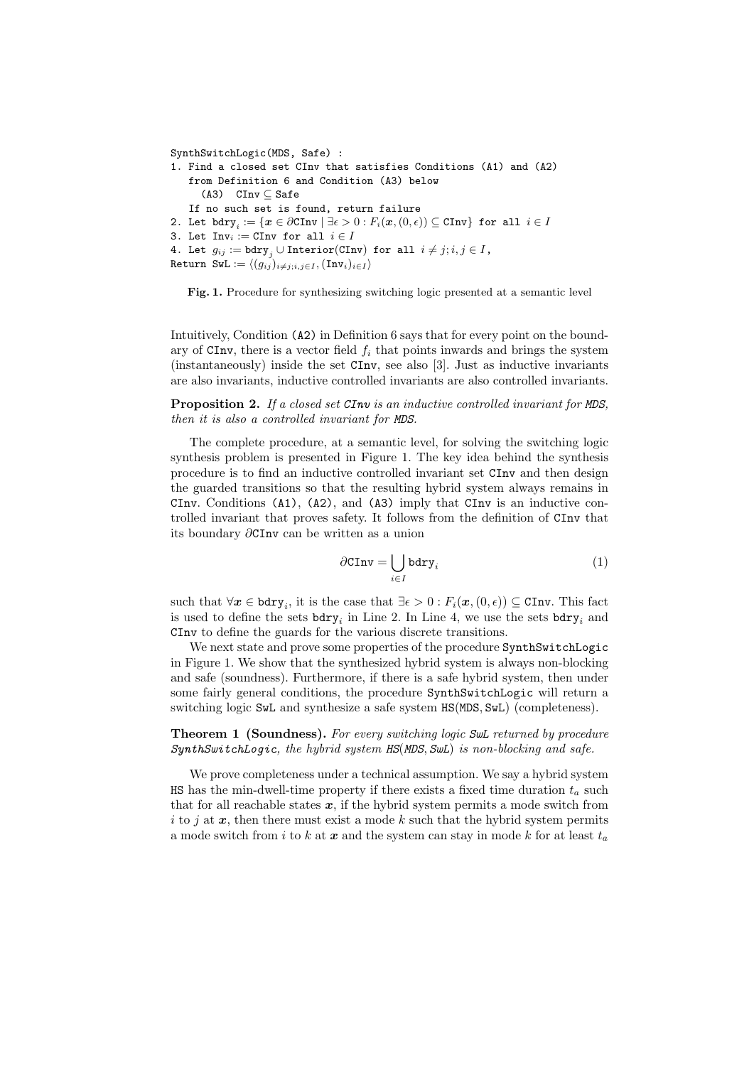```
SynthSwitchLogic(MDS, Safe) :
1. Find a closed set CInv that satisfies Conditions (A1) and (A2)
   from Definition 6 and Condition (A3) below
     (A3)  CInv ⊆ Safe
   If no such set is found, return failure
2. Let bdry_i := {x ∈ ∂CInv | ∃ε > 0 : F_i(x, (0, ε)) ⊆ CInv} for all i ∈ I
3. Let Inv_i := CInv for all i ∈ I
4. Let g_ij := bdry_j ∪ Interior(CInv) for all i ≠ j; i, j ∈ I,
Return SwL := ⟨(g_ij)_{i≠j;i,j∈I}, (Inv_i)_{i∈I}⟩
```

**Fig. 1.** Procedure for synthesizing switching logic presented at a semantic level

Intuitively, Condition (A2) in Definition 6 says that for every point on the boundary of CInv, there is a vector field $f_i$ that points inwards and brings the system (instantaneously) inside the set CInv, see also [3]. Just as inductive invariants are also invariants, inductive controlled invariants are also controlled invariants.

**Proposition 2.** *If a closed set CInv is an inductive controlled invariant for MDS, then it is also a controlled invariant for MDS.*

The complete procedure, at a semantic level, for solving the switching logic synthesis problem is presented in Figure 1. The key idea behind the synthesis procedure is to find an inductive controlled invariant set CInv and then design the guarded transitions so that the resulting hybrid system always remains in CInv. Conditions (A1), (A2), and (A3) imply that CInv is an inductive controlled invariant that proves safety. It follows from the definition of CInv that its boundary $\partial\texttt{CInv}$ can be written as a union

$$\partial\texttt{CInv} = \bigcup_{i \in I} \texttt{bdry}_i \tag{1}$$

such that $\forall \boldsymbol{x} \in \texttt{bdry}_i$, it is the case that $\exists\epsilon > 0 : F_i(\boldsymbol{x}, (0, \epsilon)) \subseteq \texttt{CInv}$. This fact is used to define the sets $\texttt{bdry}_i$ in Line 2. In Line 4, we use the sets $\texttt{bdry}_i$ and CInv to define the guards for the various discrete transitions.

We next state and prove some properties of the procedure SynthSwitchLogic in Figure 1. We show that the synthesized hybrid system is always non-blocking and safe (soundness). Furthermore, if there is a safe hybrid system, then under some fairly general conditions, the procedure SynthSwitchLogic will return a switching logic SwL and synthesize a safe system HS(MDS, SwL) (completeness).

**Theorem 1 (Soundness).** *For every switching logic SwL returned by procedure SynthSwitchLogic, the hybrid system HS(MDS, SwL) is non-blocking and safe.*

We prove completeness under a technical assumption. We say a hybrid system HS has the min-dwell-time property if there exists a fixed time duration $t_a$ such that for all reachable states $\boldsymbol{x}$, if the hybrid system permits a mode switch from $i$ to $j$ at $\boldsymbol{x}$, then there must exist a mode $k$ such that the hybrid system permits a mode switch from $i$ to $k$ at $\boldsymbol{x}$ and the system can stay in mode $k$ for at least $t_a$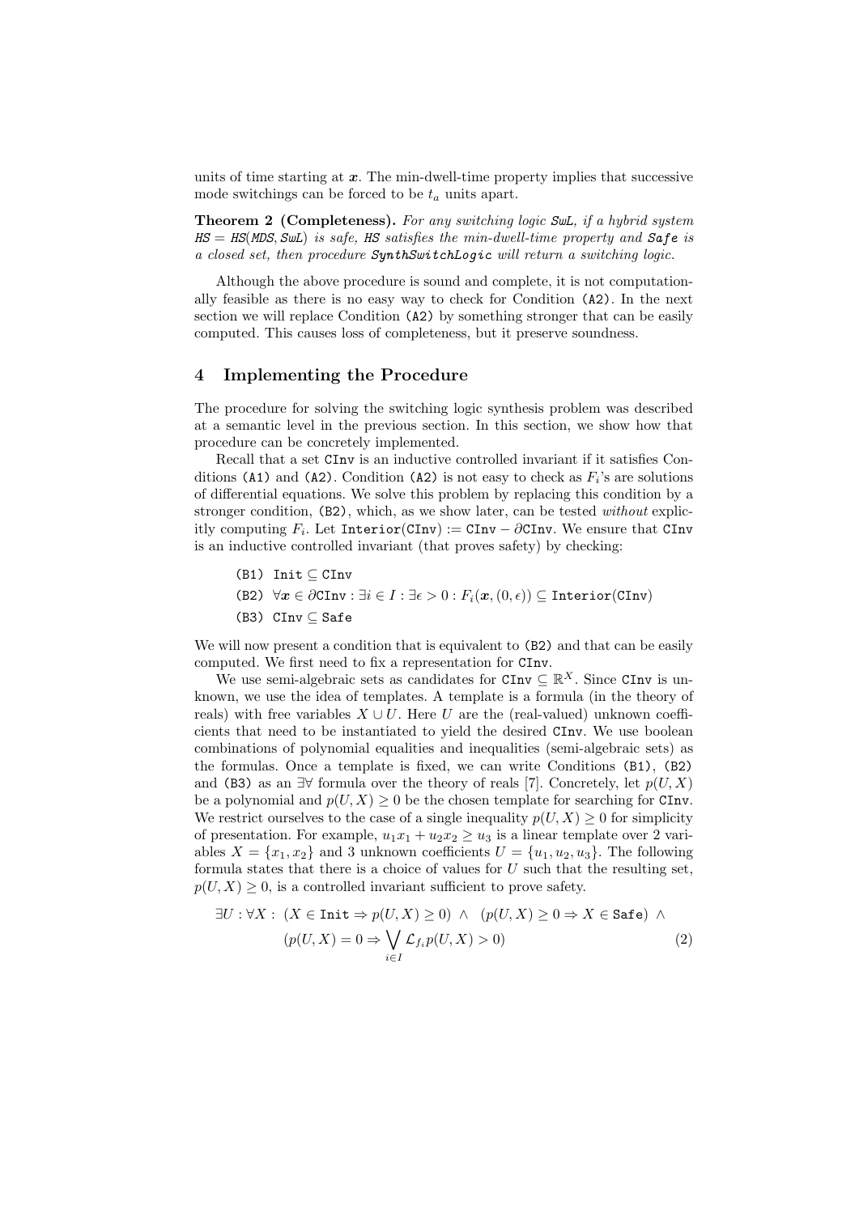units of time starting at $\boldsymbol{x}$. The min-dwell-time property implies that successive mode switchings can be forced to be $t_a$ units apart.

**Theorem 2 (Completeness).** *For any switching logic* $\mathit{SwL}$*, if a hybrid system* $\mathit{HS} = \mathit{HS}(\mathit{MDS}, \mathit{SwL})$ *is safe,* $\mathit{HS}$ *satisfies the min-dwell-time property and* $\mathtt{Safe}$ *is a closed set, then procedure* $\mathtt{SynthSwitchLogic}$ *will return a switching logic.*

Although the above procedure is sound and complete, it is not computationally feasible as there is no easy way to check for Condition (A2). In the next section we will replace Condition (A2) by something stronger that can be easily computed. This causes loss of completeness, but it preserve soundness.

## 4 Implementing the Procedure

The procedure for solving the switching logic synthesis problem was described at a semantic level in the previous section. In this section, we show how that procedure can be concretely implemented.

Recall that a set CInv is an inductive controlled invariant if it satisfies Conditions (A1) and (A2). Condition (A2) is not easy to check as $F_i$'s are solutions of differential equations. We solve this problem by replacing this condition by a stronger condition, (B2), which, as we show later, can be tested *without* explicitly computing $F_i$. Let $\mathtt{Interior}(\mathtt{CInv}) := \mathtt{CInv} - \partial\mathtt{CInv}$. We ensure that CInv is an inductive controlled invariant (that proves safety) by checking:

- (B1) $\mathtt{Init} \subseteq \mathtt{CInv}$
- (B2) $\forall \boldsymbol{x} \in \partial\mathtt{CInv} : \exists i \in I : \exists \epsilon > 0 : F_i(\boldsymbol{x}, (0, \epsilon)) \subseteq \mathtt{Interior}(\mathtt{CInv})$
- (B3) $\mathtt{CInv} \subseteq \mathtt{Safe}$

We will now present a condition that is equivalent to (B2) and that can be easily computed. We first need to fix a representation for CInv.

We use semi-algebraic sets as candidates for $\mathtt{CInv} \subseteq \mathbb{R}^X$. Since CInv is unknown, we use the idea of templates. A template is a formula (in the theory of reals) with free variables $X \cup U$. Here $U$ are the (real-valued) unknown coefficients that need to be instantiated to yield the desired CInv. We use boolean combinations of polynomial equalities and inequalities (semi-algebraic sets) as the formulas. Once a template is fixed, we can write Conditions (B1), (B2) and (B3) as an $\exists\forall$ formula over the theory of reals [7]. Concretely, let $p(U, X)$ be a polynomial and $p(U, X) \geq 0$ be the chosen template for searching for CInv. We restrict ourselves to the case of a single inequality $p(U, X) \geq 0$ for simplicity of presentation. For example, $u_1 x_1 + u_2 x_2 \geq u_3$ is a linear template over 2 variables $X = \{x_1, x_2\}$ and 3 unknown coefficients $U = \{u_1, u_2, u_3\}$. The following formula states that there is a choice of values for $U$ such that the resulting set, $p(U, X) \geq 0$, is a controlled invariant sufficient to prove safety.

$$\exists U : \forall X : \; (X \in \mathtt{Init} \Rightarrow p(U, X) \geq 0) \;\wedge\; (p(U, X) \geq 0 \Rightarrow X \in \mathtt{Safe}) \;\wedge \\ (p(U, X) = 0 \Rightarrow \bigvee_{i \in I} \mathcal{L}_{f_i} p(U, X) > 0) \quad (2)$$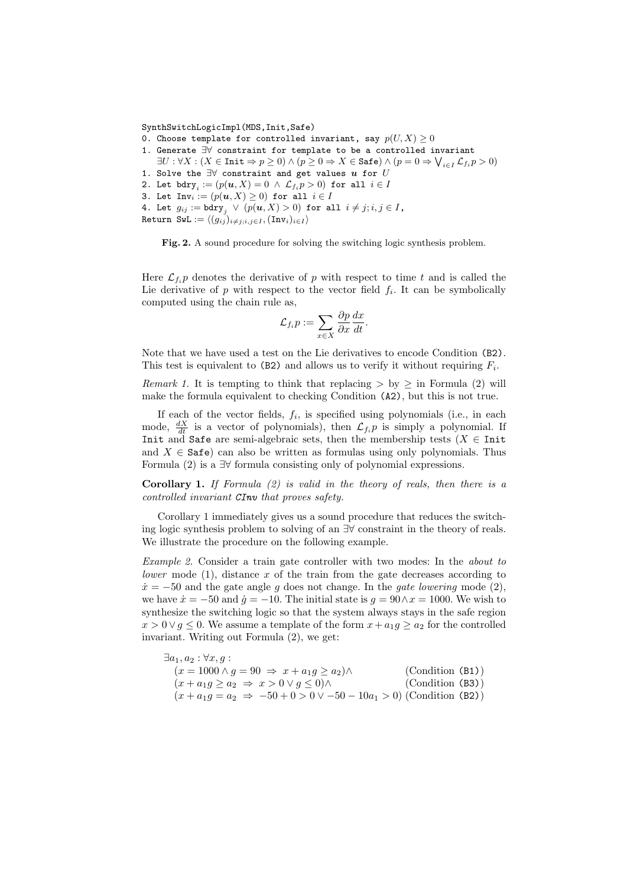```
SynthSwitchLogicImpl(MDS,Init,Safe)
0. Choose template for controlled invariant, say p(U,X) ≥ 0
1. Generate ∃∀ constraint for template to be a controlled invariant
   ∃U : ∀X : (X ∈ Init ⇒ p ≥ 0) ∧ (p ≥ 0 ⇒ X ∈ Safe) ∧ (p = 0 ⇒ ⋁_{i∈I} L_{f_i} p > 0)
1. Solve the ∃∀ constraint and get values u for U
2. Let bdry_i := (p(u,X) = 0 ∧ L_{f_i} p > 0) for all i ∈ I
3. Let Inv_i := (p(u,X) ≥ 0) for all i ∈ I
4. Let g_ij := bdry_j ∨ (p(u,X) > 0) for all i ≠ j; i,j ∈ I,
Return SwL := ⟨(g_ij)_{i≠j;i,j∈I}, (Inv_i)_{i∈I}⟩
```

**Fig. 2.** A sound procedure for solving the switching logic synthesis problem.

Here $\mathcal{L}_{f_i}p$ denotes the derivative of $p$ with respect to time $t$ and is called the Lie derivative of $p$ with respect to the vector field $f_i$. It can be symbolically computed using the chain rule as,

$$\mathcal{L}_{f_i}p := \sum_{x \in X} \frac{\partial p}{\partial x}\frac{dx}{dt}.$$

Note that we have used a test on the Lie derivatives to encode Condition (B2). This test is equivalent to (B2) and allows us to verify it without requiring $F_i$.

*Remark 1.* It is tempting to think that replacing $>$ by $\geq$ in Formula (2) will make the formula equivalent to checking Condition (A2), but this is not true.

If each of the vector fields, $f_i$, is specified using polynomials (i.e., in each mode, $\frac{dX}{dt}$ is a vector of polynomials), then $\mathcal{L}_{f_i}p$ is simply a polynomial. If Init and Safe are semi-algebraic sets, then the membership tests ($X \in$ Init and $X \in$ Safe) can also be written as formulas using only polynomials. Thus Formula (2) is a $\exists\forall$ formula consisting only of polynomial expressions.

**Corollary 1.** *If Formula (2) is valid in the theory of reals, then there is a controlled invariant CInv that proves safety.*

Corollary 1 immediately gives us a sound procedure that reduces the switching logic synthesis problem to solving of an $\exists\forall$ constraint in the theory of reals. We illustrate the procedure on the following example.

*Example 2.* Consider a train gate controller with two modes: In the *about to lower* mode (1), distance $x$ of the train from the gate decreases according to $\dot{x} = -50$ and the gate angle $g$ does not change. In the *gate lowering* mode (2), we have $\dot{x} = -50$ and $\dot{g} = -10$. The initial state is $g = 90 \wedge x = 1000$. We wish to synthesize the switching logic so that the system always stays in the safe region $x > 0 \vee g \leq 0$. We assume a template of the form $x + a_1 g \geq a_2$ for the controlled invariant. Writing out Formula (2), we get:

$$
\begin{array}{ll}
\exists a_1, a_2 : \forall x, g : & \\
\quad (x = 1000 \wedge g = 90 \;\Rightarrow\; x + a_1 g \geq a_2) \wedge & \text{(Condition (B1))} \\
\quad (x + a_1 g \geq a_2 \;\Rightarrow\; x > 0 \vee g \leq 0) \wedge & \text{(Condition (B3))} \\
\quad (x + a_1 g = a_2 \;\Rightarrow\; -50 + 0 > 0 \vee -50 - 10a_1 > 0) & \text{(Condition (B2))}
\end{array}
$$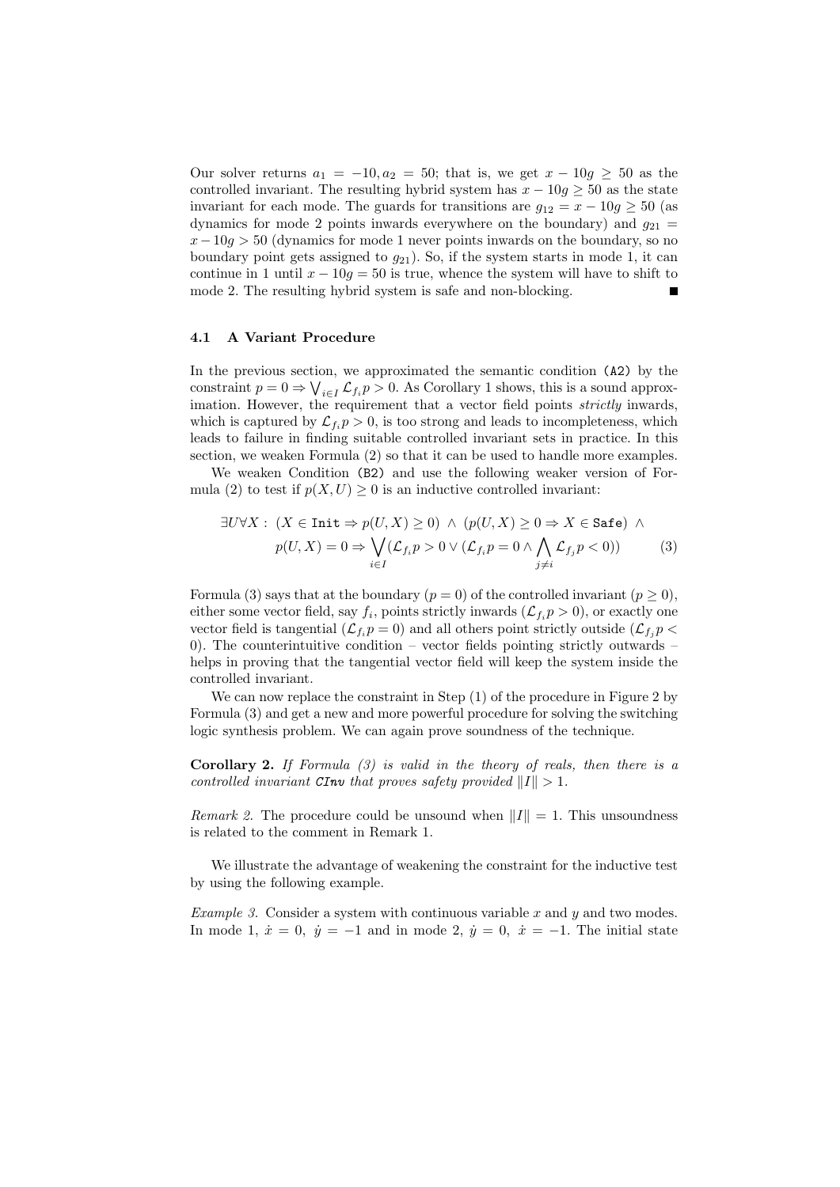Our solver returns $a_1 = -10, a_2 = 50$; that is, we get $x - 10g \geq 50$ as the controlled invariant. The resulting hybrid system has $x - 10g \geq 50$ as the state invariant for each mode. The guards for transitions are $g_{12} = x - 10g \geq 50$ (as dynamics for mode 2 points inwards everywhere on the boundary) and $g_{21} = x - 10g > 50$ (dynamics for mode 1 never points inwards on the boundary, so no boundary point gets assigned to $g_{21}$). So, if the system starts in mode 1, it can continue in 1 until $x - 10g = 50$ is true, whence the system will have to shift to mode 2. The resulting hybrid system is safe and non-blocking. ■

### 4.1 A Variant Procedure

In the previous section, we approximated the semantic condition (A2) by the constraint $p = 0 \Rightarrow \bigvee_{i \in I} \mathcal{L}_{f_i} p > 0$. As Corollary 1 shows, this is a sound approximation. However, the requirement that a vector field points *strictly* inwards, which is captured by $\mathcal{L}_{f_i} p > 0$, is too strong and leads to incompleteness, which leads to failure in finding suitable controlled invariant sets in practice. In this section, we weaken Formula (2) so that it can be used to handle more examples.

We weaken Condition (B2) and use the following weaker version of Formula (2) to test if $p(X, U) \geq 0$ is an inductive controlled invariant:

$$\exists U \forall X : \; (X \in \texttt{Init} \Rightarrow p(U, X) \geq 0) \; \wedge \; (p(U, X) \geq 0 \Rightarrow X \in \texttt{Safe}) \; \wedge$$
$$p(U, X) = 0 \Rightarrow \bigvee_{i \in I} (\mathcal{L}_{f_i} p > 0 \vee (\mathcal{L}_{f_i} p = 0 \wedge \bigwedge_{j \neq i} \mathcal{L}_{f_j} p < 0)) \qquad (3)$$

Formula (3) says that at the boundary ($p = 0$) of the controlled invariant ($p \geq 0$), either some vector field, say $f_i$, points strictly inwards ($\mathcal{L}_{f_i} p > 0$), or exactly one vector field is tangential ($\mathcal{L}_{f_i} p = 0$) and all others point strictly outside ($\mathcal{L}_{f_j} p < 0$). The counterintuitive condition – vector fields pointing strictly outwards – helps in proving that the tangential vector field will keep the system inside the controlled invariant.

We can now replace the constraint in Step (1) of the procedure in Figure 2 by Formula (3) and get a new and more powerful procedure for solving the switching logic synthesis problem. We can again prove soundness of the technique.

**Corollary 2.** *If Formula (3) is valid in the theory of reals, then there is a controlled invariant* CInv *that proves safety provided* $\|I\| > 1$.

*Remark 2.* The procedure could be unsound when $\|I\| = 1$. This unsoundness is related to the comment in Remark 1.

We illustrate the advantage of weakening the constraint for the inductive test by using the following example.

*Example 3.* Consider a system with continuous variable $x$ and $y$ and two modes. In mode 1, $\dot{x} = 0, \; \dot{y} = -1$ and in mode 2, $\dot{y} = 0, \; \dot{x} = -1$. The initial state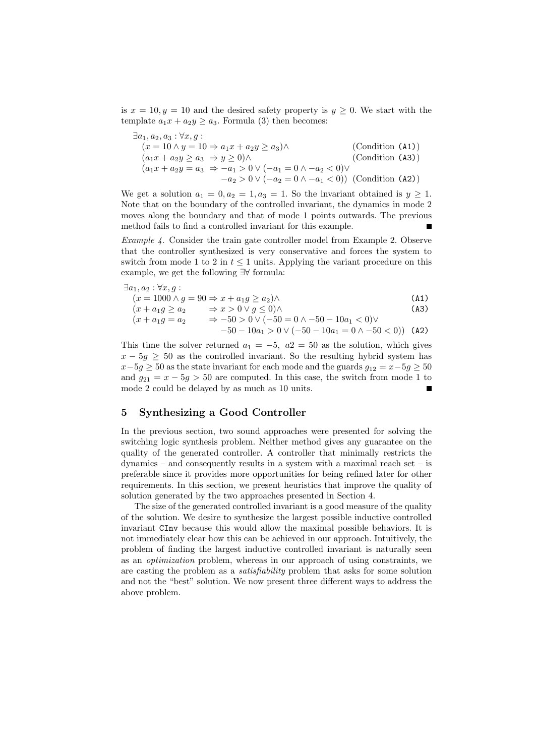is $x = 10, y = 10$ and the desired safety property is $y \geq 0$. We start with the template $a_1 x + a_2 y \geq a_3$. Formula (3) then becomes:

$$
\begin{array}{ll}
\exists a_1, a_2, a_3 : \forall x, g : & \\
\quad (x = 10 \wedge y = 10 \Rightarrow a_1 x + a_2 y \geq a_3) \wedge & \text{(Condition (A1))} \\
\quad (a_1 x + a_2 y \geq a_3 \ \Rightarrow y \geq 0) \wedge & \text{(Condition (A3))} \\
\quad (a_1 x + a_2 y = a_3 \ \Rightarrow -a_1 > 0 \vee (-a_1 = 0 \wedge -a_2 < 0) \vee & \\
\quad \qquad\qquad\qquad\qquad -a_2 > 0 \vee (-a_2 = 0 \wedge -a_1 < 0)) & \text{(Condition (A2))}
\end{array}
$$

We get a solution $a_1 = 0, a_2 = 1, a_3 = 1$. So the invariant obtained is $y \geq 1$. Note that on the boundary of the controlled invariant, the dynamics in mode 2 moves along the boundary and that of mode 1 points outwards. The previous method fails to find a controlled invariant for this example. ■

*Example 4.* Consider the train gate controller model from Example 2. Observe that the controller synthesized is very conservative and forces the system to switch from mode 1 to 2 in $t \leq 1$ units. Applying the variant procedure on this example, we get the following $\exists\forall$ formula:

$$
\begin{array}{ll}
\exists a_1, a_2 : \forall x, g : & \\
\quad (x = 1000 \wedge g = 90 \Rightarrow x + a_1 g \geq a_2) \wedge & \text{(A1)} \\
\quad (x + a_1 g \geq a_2 \qquad \Rightarrow x > 0 \vee g \leq 0) \wedge & \text{(A3)} \\
\quad (x + a_1 g = a_2 \qquad \Rightarrow -50 > 0 \vee (-50 = 0 \wedge -50 - 10a_1 < 0) \vee & \\
\quad \qquad\qquad\qquad\qquad -50 - 10a_1 > 0 \vee (-50 - 10a_1 = 0 \wedge -50 < 0)) & \text{(A2)}
\end{array}
$$

This time the solver returned $a_1 = -5,\ a2 = 50$ as the solution, which gives $x - 5g \geq 50$ as the controlled invariant. So the resulting hybrid system has $x - 5g \geq 50$ as the state invariant for each mode and the guards $g_{12} = x - 5g \geq 50$ and $g_{21} = x - 5g > 50$ are computed. In this case, the switch from mode 1 to mode 2 could be delayed by as much as 10 units. ■

## 5 Synthesizing a Good Controller

In the previous section, two sound approaches were presented for solving the switching logic synthesis problem. Neither method gives any guarantee on the quality of the generated controller. A controller that minimally restricts the dynamics – and consequently results in a system with a maximal reach set – is preferable since it provides more opportunities for being refined later for other requirements. In this section, we present heuristics that improve the quality of solution generated by the two approaches presented in Section 4.

The size of the generated controlled invariant is a good measure of the quality of the solution. We desire to synthesize the largest possible inductive controlled invariant `CInv` because this would allow the maximal possible behaviors. It is not immediately clear how this can be achieved in our approach. Intuitively, the problem of finding the largest inductive controlled invariant is naturally seen as an *optimization* problem, whereas in our approach of using constraints, we are casting the problem as a *satisfiability* problem that asks for some solution and not the "best" solution. We now present three different ways to address the above problem.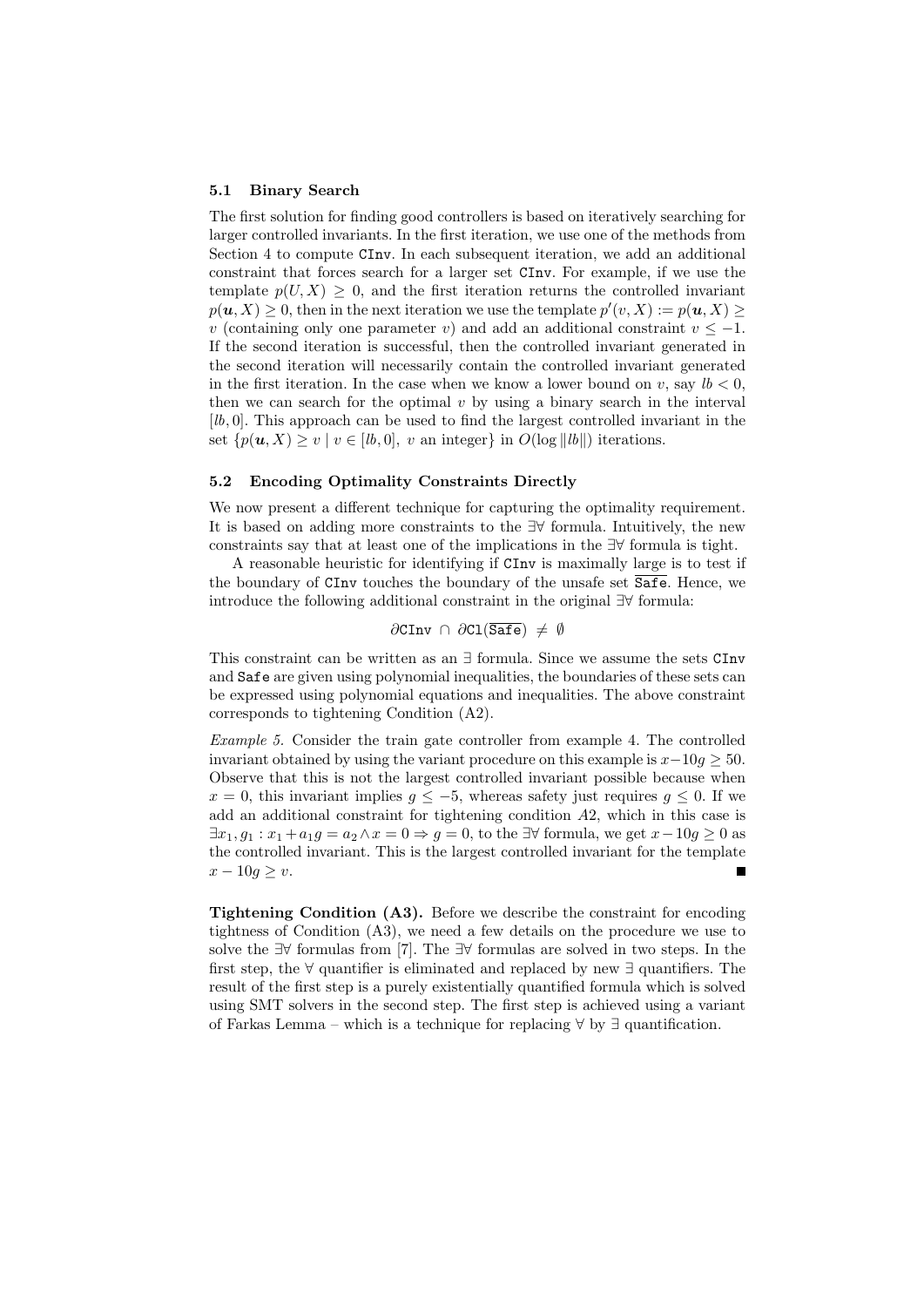### 5.1 Binary Search

The first solution for finding good controllers is based on iteratively searching for larger controlled invariants. In the first iteration, we use one of the methods from Section 4 to compute `CInv`. In each subsequent iteration, we add an additional constraint that forces search for a larger set `CInv`. For example, if we use the template $p(U, X) \geq 0$, and the first iteration returns the controlled invariant $p(\boldsymbol{u}, X) \geq 0$, then in the next iteration we use the template $p'(v, X) := p(\boldsymbol{u}, X) \geq v$ (containing only one parameter $v$) and add an additional constraint $v \leq -1$. If the second iteration is successful, then the controlled invariant generated in the second iteration will necessarily contain the controlled invariant generated in the first iteration. In the case when we know a lower bound on $v$, say $lb < 0$, then we can search for the optimal $v$ by using a binary search in the interval $[lb, 0]$. This approach can be used to find the largest controlled invariant in the set $\{p(\boldsymbol{u}, X) \geq v \mid v \in [lb, 0],\ v \text{ an integer}\}$ in $O(\log \|lb\|)$ iterations.

### 5.2 Encoding Optimality Constraints Directly

We now present a different technique for capturing the optimality requirement. It is based on adding more constraints to the $\exists\forall$ formula. Intuitively, the new constraints say that at least one of the implications in the $\exists\forall$ formula is tight.

A reasonable heuristic for identifying if `CInv` is maximally large is to test if the boundary of `CInv` touches the boundary of the unsafe set $\overline{\texttt{Safe}}$. Hence, we introduce the following additional constraint in the original $\exists\forall$ formula:

$$\partial\texttt{CInv} \ \cap\ \partial\texttt{Cl}(\overline{\texttt{Safe}}) \ \neq\ \emptyset$$

This constraint can be written as an $\exists$ formula. Since we assume the sets `CInv` and `Safe` are given using polynomial inequalities, the boundaries of these sets can be expressed using polynomial equations and inequalities. The above constraint corresponds to tightening Condition (A2).

*Example 5.* Consider the train gate controller from example 4. The controlled invariant obtained by using the variant procedure on this example is $x - 10g \geq 50$. Observe that this is not the largest controlled invariant possible because when $x = 0$, this invariant implies $g \leq -5$, whereas safety just requires $g \leq 0$. If we add an additional constraint for tightening condition $A2$, which in this case is $\exists x_1, g_1 : x_1 + a_1 g = a_2 \wedge x = 0 \Rightarrow g = 0$, to the $\exists\forall$ formula, we get $x - 10g \geq 0$ as the controlled invariant. This is the largest controlled invariant for the template $x - 10g \geq v$. ■

**Tightening Condition (A3).** Before we describe the constraint for encoding tightness of Condition (A3), we need a few details on the procedure we use to solve the $\exists\forall$ formulas from [7]. The $\exists\forall$ formulas are solved in two steps. In the first step, the $\forall$ quantifier is eliminated and replaced by new $\exists$ quantifiers. The result of the first step is a purely existentially quantified formula which is solved using SMT solvers in the second step. The first step is achieved using a variant of Farkas Lemma – which is a technique for replacing $\forall$ by $\exists$ quantification.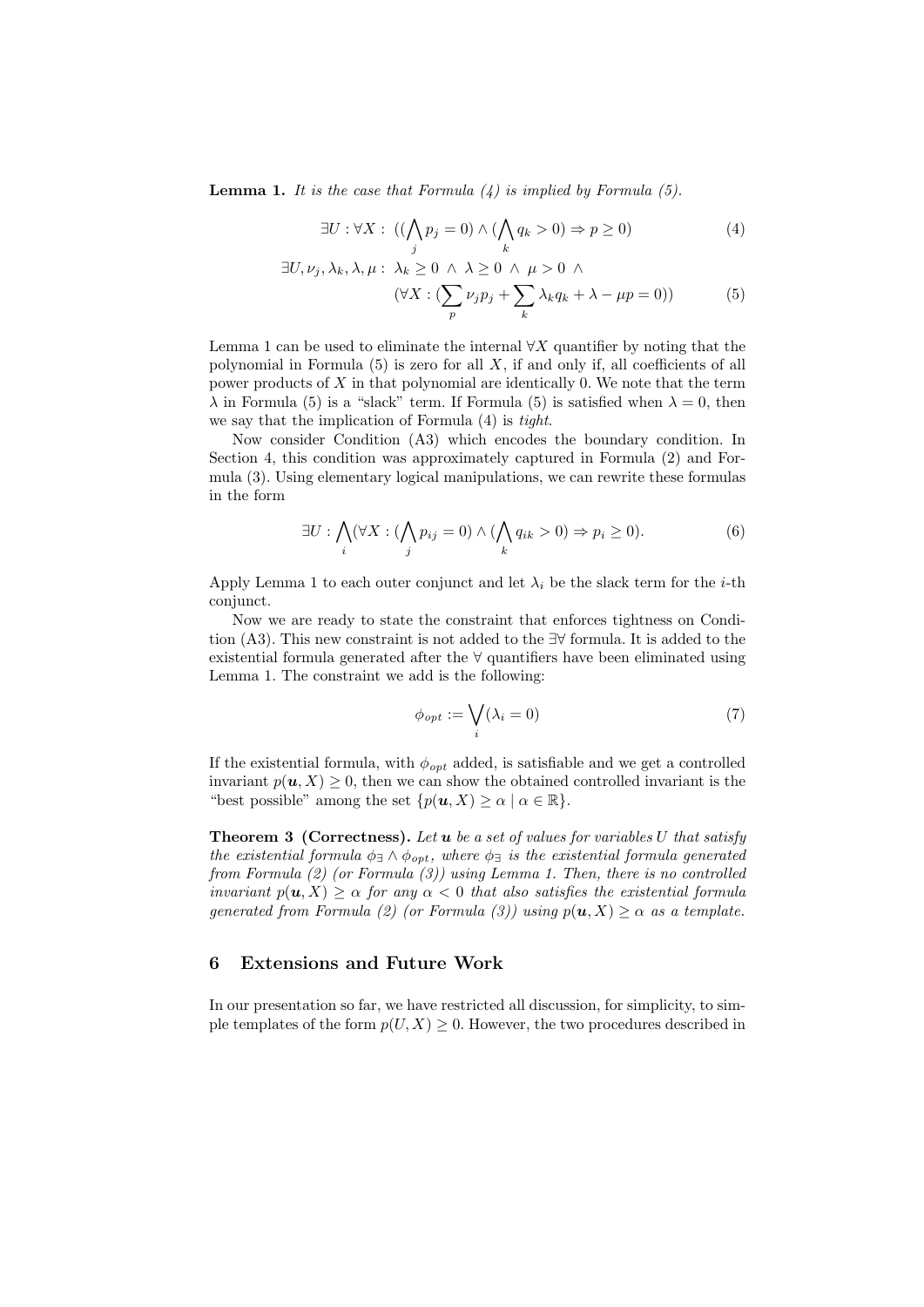**Lemma 1.** *It is the case that Formula (4) is implied by Formula (5).*

$$\exists U : \forall X : \ ((\bigwedge_j p_j = 0) \wedge (\bigwedge_k q_k > 0) \Rightarrow p \geq 0) \tag{4}$$

$$\begin{aligned}\exists U, \nu_j, \lambda_k, \lambda, \mu : \ & \lambda_k \geq 0 \ \wedge \ \lambda \geq 0 \ \wedge \ \mu > 0 \ \wedge \\ & (\forall X : (\sum_p \nu_j p_j + \sum_k \lambda_k q_k + \lambda - \mu p = 0))\end{aligned} \tag{5}$$

Lemma 1 can be used to eliminate the internal $\forall X$ quantifier by noting that the polynomial in Formula (5) is zero for all $X$, if and only if, all coefficients of all power products of $X$ in that polynomial are identically 0. We note that the term $\lambda$ in Formula (5) is a "slack" term. If Formula (5) is satisfied when $\lambda = 0$, then we say that the implication of Formula (4) is *tight*.

Now consider Condition (A3) which encodes the boundary condition. In Section 4, this condition was approximately captured in Formula (2) and Formula (3). Using elementary logical manipulations, we can rewrite these formulas in the form

$$\exists U : \bigwedge_i (\forall X : (\bigwedge_j p_{ij} = 0) \wedge (\bigwedge_k q_{ik} > 0) \Rightarrow p_i \geq 0). \tag{6}$$

Apply Lemma 1 to each outer conjunct and let $\lambda_i$ be the slack term for the $i$-th conjunct.

Now we are ready to state the constraint that enforces tightness on Condition (A3). This new constraint is not added to the $\exists\forall$ formula. It is added to the existential formula generated after the $\forall$ quantifiers have been eliminated using Lemma 1. The constraint we add is the following:

$$\phi_{opt} := \bigvee_i (\lambda_i = 0) \tag{7}$$

If the existential formula, with $\phi_{opt}$ added, is satisfiable and we get a controlled invariant $p(\boldsymbol{u}, X) \geq 0$, then we can show the obtained controlled invariant is the "best possible" among the set $\{p(\boldsymbol{u}, X) \geq \alpha \mid \alpha \in \mathbb{R}\}$.

**Theorem 3 (Correctness).** *Let $\boldsymbol{u}$ be a set of values for variables $U$ that satisfy the existential formula $\phi_\exists \wedge \phi_{opt}$, where $\phi_\exists$ is the existential formula generated from Formula (2) (or Formula (3)) using Lemma 1. Then, there is no controlled invariant $p(\boldsymbol{u}, X) \geq \alpha$ for any $\alpha < 0$ that also satisfies the existential formula generated from Formula (2) (or Formula (3)) using $p(\boldsymbol{u}, X) \geq \alpha$ as a template.*

## 6 Extensions and Future Work

In our presentation so far, we have restricted all discussion, for simplicity, to simple templates of the form $p(U, X) \geq 0$. However, the two procedures described in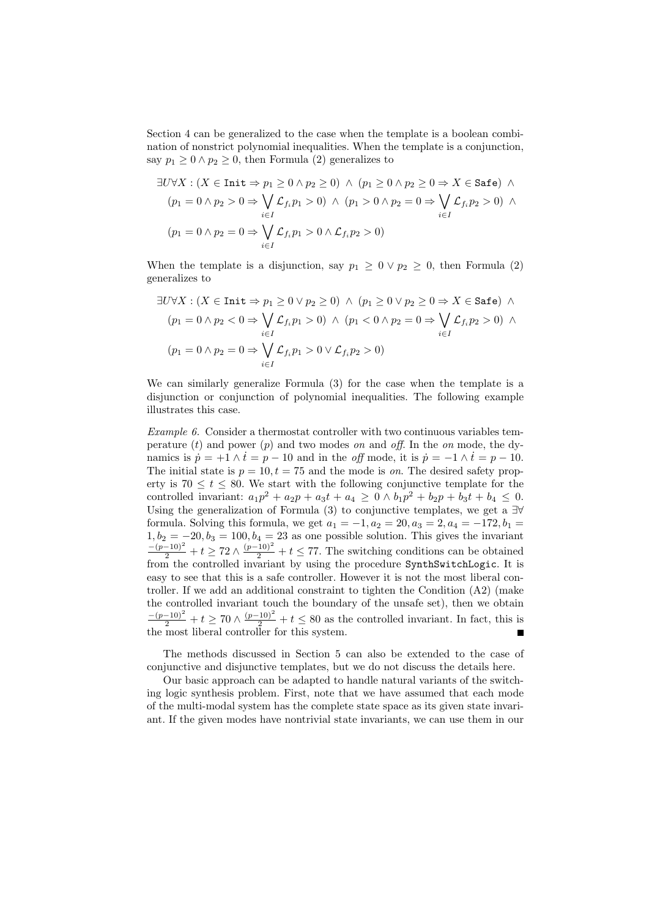Section 4 can be generalized to the case when the template is a boolean combination of nonstrict polynomial inequalities. When the template is a conjunction, say $p_1 \geq 0 \wedge p_2 \geq 0$, then Formula (2) generalizes to

$$\exists U \forall X : (X \in \texttt{Init} \Rightarrow p_1 \geq 0 \wedge p_2 \geq 0) \;\wedge\; (p_1 \geq 0 \wedge p_2 \geq 0 \Rightarrow X \in \texttt{Safe}) \;\wedge$$
$$(p_1 = 0 \wedge p_2 > 0 \Rightarrow \bigvee_{i \in I} \mathcal{L}_{f_i} p_1 > 0) \;\wedge\; (p_1 > 0 \wedge p_2 = 0 \Rightarrow \bigvee_{i \in I} \mathcal{L}_{f_i} p_2 > 0) \;\wedge$$
$$(p_1 = 0 \wedge p_2 = 0 \Rightarrow \bigvee_{i \in I} \mathcal{L}_{f_i} p_1 > 0 \wedge \mathcal{L}_{f_i} p_2 > 0)$$

When the template is a disjunction, say $p_1 \geq 0 \vee p_2 \geq 0$, then Formula (2) generalizes to

$$\exists U \forall X : (X \in \texttt{Init} \Rightarrow p_1 \geq 0 \vee p_2 \geq 0) \;\wedge\; (p_1 \geq 0 \vee p_2 \geq 0 \Rightarrow X \in \texttt{Safe}) \;\wedge$$
$$(p_1 = 0 \wedge p_2 < 0 \Rightarrow \bigvee_{i \in I} \mathcal{L}_{f_i} p_1 > 0) \;\wedge\; (p_1 < 0 \wedge p_2 = 0 \Rightarrow \bigvee_{i \in I} \mathcal{L}_{f_i} p_2 > 0) \;\wedge$$
$$(p_1 = 0 \wedge p_2 = 0 \Rightarrow \bigvee_{i \in I} \mathcal{L}_{f_i} p_1 > 0 \vee \mathcal{L}_{f_i} p_2 > 0)$$

We can similarly generalize Formula (3) for the case when the template is a disjunction or conjunction of polynomial inequalities. The following example illustrates this case.

*Example 6.* Consider a thermostat controller with two continuous variables temperature ($t$) and power ($p$) and two modes *on* and *off*. In the *on* mode, the dynamics is $\dot{p} = +1 \wedge \dot{t} = p - 10$ and in the *off* mode, it is $\dot{p} = -1 \wedge \dot{t} = p - 10$. The initial state is $p = 10, t = 75$ and the mode is *on*. The desired safety property is $70 \leq t \leq 80$. We start with the following conjunctive template for the controlled invariant: $a_1 p^2 + a_2 p + a_3 t + a_4 \geq 0 \wedge b_1 p^2 + b_2 p + b_3 t + b_4 \leq 0$. Using the generalization of Formula (3) to conjunctive templates, we get a $\exists\forall$ formula. Solving this formula, we get $a_1 = -1, a_2 = 20, a_3 = 2, a_4 = -172, b_1 = 1, b_2 = -20, b_3 = 100, b_4 = 23$ as one possible solution. This gives the invariant $\frac{-(p-10)^2}{2} + t \geq 72 \wedge \frac{(p-10)^2}{2} + t \leq 77$. The switching conditions can be obtained from the controlled invariant by using the procedure `SynthSwitchLogic`. It is easy to see that this is a safe controller. However it is not the most liberal controller. If we add an additional constraint to tighten the Condition (A2) (make the controlled invariant touch the boundary of the unsafe set), then we obtain $\frac{-(p-10)^2}{2} + t \geq 70 \wedge \frac{(p-10)^2}{2} + t \leq 80$ as the controlled invariant. In fact, this is the most liberal controller for this system. ∎

The methods discussed in Section 5 can also be extended to the case of conjunctive and disjunctive templates, but we do not discuss the details here.

Our basic approach can be adapted to handle natural variants of the switching logic synthesis problem. First, note that we have assumed that each mode of the multi-modal system has the complete state space as its given state invariant. If the given modes have nontrivial state invariants, we can use them in our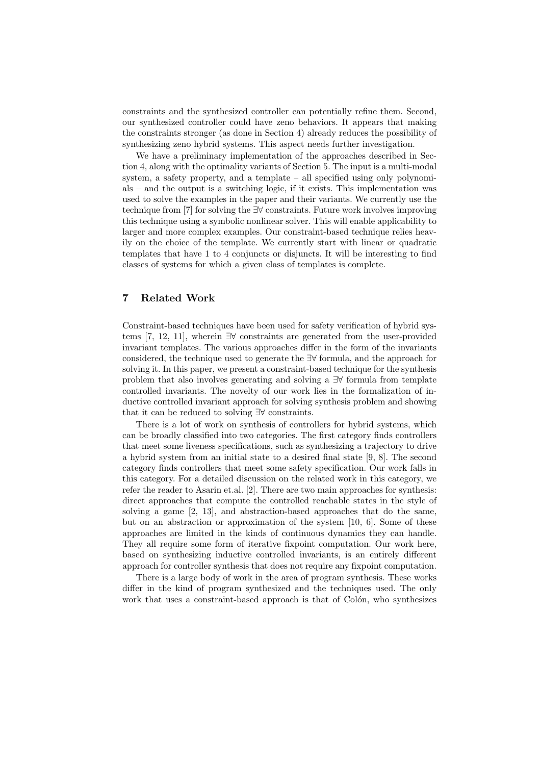constraints and the synthesized controller can potentially refine them. Second, our synthesized controller could have zeno behaviors. It appears that making the constraints stronger (as done in Section 4) already reduces the possibility of synthesizing zeno hybrid systems. This aspect needs further investigation.

We have a preliminary implementation of the approaches described in Section 4, along with the optimality variants of Section 5. The input is a multi-modal system, a safety property, and a template – all specified using only polynomials – and the output is a switching logic, if it exists. This implementation was used to solve the examples in the paper and their variants. We currently use the technique from [7] for solving the $\exists\forall$ constraints. Future work involves improving this technique using a symbolic nonlinear solver. This will enable applicability to larger and more complex examples. Our constraint-based technique relies heavily on the choice of the template. We currently start with linear or quadratic templates that have 1 to 4 conjuncts or disjuncts. It will be interesting to find classes of systems for which a given class of templates is complete.

## 7 Related Work

Constraint-based techniques have been used for safety verification of hybrid systems [7, 12, 11], wherein $\exists\forall$ constraints are generated from the user-provided invariant templates. The various approaches differ in the form of the invariants considered, the technique used to generate the $\exists\forall$ formula, and the approach for solving it. In this paper, we present a constraint-based technique for the synthesis problem that also involves generating and solving a $\exists\forall$ formula from template controlled invariants. The novelty of our work lies in the formalization of inductive controlled invariant approach for solving synthesis problem and showing that it can be reduced to solving $\exists\forall$ constraints.

There is a lot of work on synthesis of controllers for hybrid systems, which can be broadly classified into two categories. The first category finds controllers that meet some liveness specifications, such as synthesizing a trajectory to drive a hybrid system from an initial state to a desired final state [9, 8]. The second category finds controllers that meet some safety specification. Our work falls in this category. For a detailed discussion on the related work in this category, we refer the reader to Asarin et.al. [2]. There are two main approaches for synthesis: direct approaches that compute the controlled reachable states in the style of solving a game [2, 13], and abstraction-based approaches that do the same, but on an abstraction or approximation of the system [10, 6]. Some of these approaches are limited in the kinds of continuous dynamics they can handle. They all require some form of iterative fixpoint computation. Our work here, based on synthesizing inductive controlled invariants, is an entirely different approach for controller synthesis that does not require any fixpoint computation.

There is a large body of work in the area of program synthesis. These works differ in the kind of program synthesized and the techniques used. The only work that uses a constraint-based approach is that of Colón, who synthesizes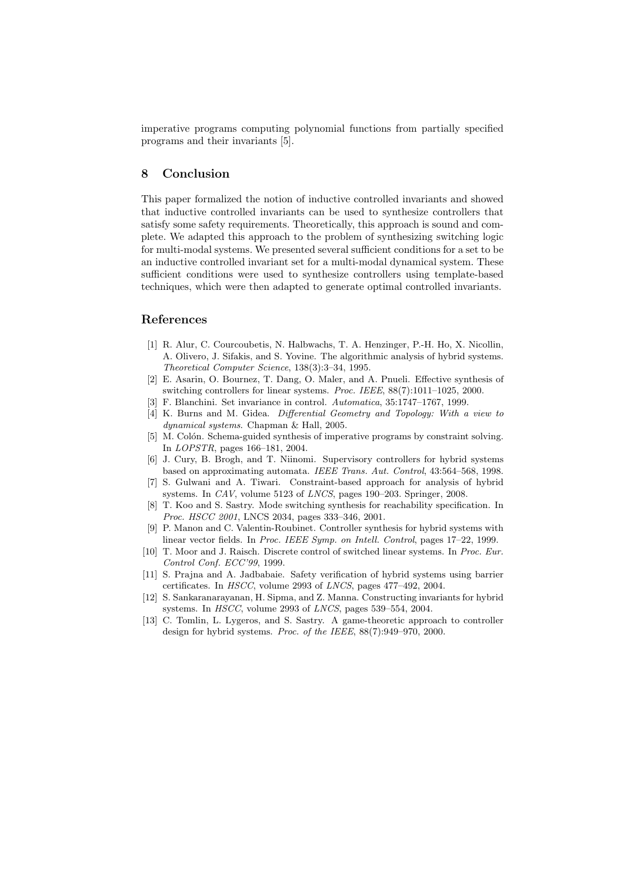imperative programs computing polynomial functions from partially specified programs and their invariants [5].

## 8 Conclusion

This paper formalized the notion of inductive controlled invariants and showed that inductive controlled invariants can be used to synthesize controllers that satisfy some safety requirements. Theoretically, this approach is sound and complete. We adapted this approach to the problem of synthesizing switching logic for multi-modal systems. We presented several sufficient conditions for a set to be an inductive controlled invariant set for a multi-modal dynamical system. These sufficient conditions were used to synthesize controllers using template-based techniques, which were then adapted to generate optimal controlled invariants.

## References

1. R. Alur, C. Courcoubetis, N. Halbwachs, T. A. Henzinger, P.-H. Ho, X. Nicollin, A. Olivero, J. Sifakis, and S. Yovine. The algorithmic analysis of hybrid systems. *Theoretical Computer Science*, 138(3):3–34, 1995.
2. E. Asarin, O. Bournez, T. Dang, O. Maler, and A. Pnueli. Effective synthesis of switching controllers for linear systems. *Proc. IEEE*, 88(7):1011–1025, 2000.
3. F. Blanchini. Set invariance in control. *Automatica*, 35:1747–1767, 1999.
4. K. Burns and M. Gidea. *Differential Geometry and Topology: With a view to dynamical systems*. Chapman & Hall, 2005.
5. M. Colón. Schema-guided synthesis of imperative programs by constraint solving. In *LOPSTR*, pages 166–181, 2004.
6. J. Cury, B. Brogh, and T. Niinomi. Supervisory controllers for hybrid systems based on approximating automata. *IEEE Trans. Aut. Control*, 43:564–568, 1998.
7. S. Gulwani and A. Tiwari. Constraint-based approach for analysis of hybrid systems. In *CAV*, volume 5123 of *LNCS*, pages 190–203. Springer, 2008.
8. T. Koo and S. Sastry. Mode switching synthesis for reachability specification. In *Proc. HSCC 2001*, LNCS 2034, pages 333–346, 2001.
9. P. Manon and C. Valentin-Roubinet. Controller synthesis for hybrid systems with linear vector fields. In *Proc. IEEE Symp. on Intell. Control*, pages 17–22, 1999.
10. T. Moor and J. Raisch. Discrete control of switched linear systems. In *Proc. Eur. Control Conf. ECC'99*, 1999.
11. S. Prajna and A. Jadbabaie. Safety verification of hybrid systems using barrier certificates. In *HSCC*, volume 2993 of *LNCS*, pages 477–492, 2004.
12. S. Sankaranarayanan, H. Sipma, and Z. Manna. Constructing invariants for hybrid systems. In *HSCC*, volume 2993 of *LNCS*, pages 539–554, 2004.
13. C. Tomlin, L. Lygeros, and S. Sastry. A game-theoretic approach to controller design for hybrid systems. *Proc. of the IEEE*, 88(7):949–970, 2000.